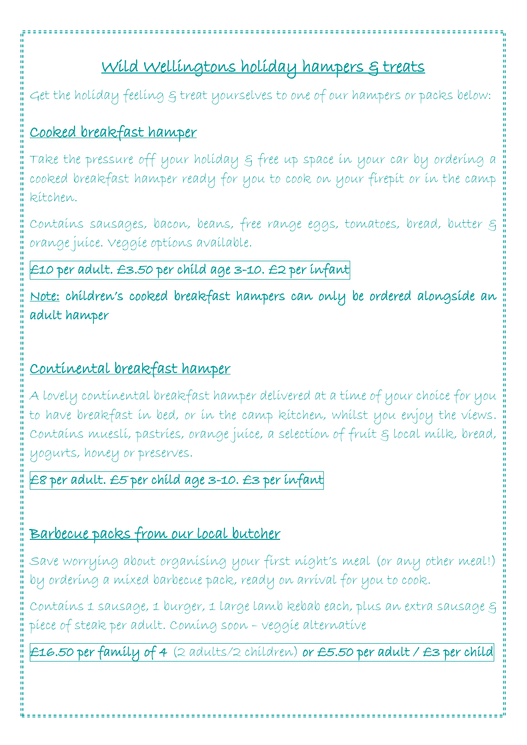# Wild Wellingtons holiday hampers & treats

Get the holiday feeling & treat yourselves to one of our hampers or packs below:

## Cooked breakfast hamper

Take the pressure off your holiday & free up space in your car by ordering a cooked breakfast hamper ready for you to cook on your firepit or in the camp kitchen.

Contains sausages, bacon, beans, free range eggs, tomatoes, bread, butter & orange juice. Veggie options available.

**£10 per adult. £3.50 per child age 3-10. £2 per infant**

**Note: children's cooked breakfast hampers can only be ordered alongside an adult hamper**

## Continental breakfast hamper

A lovely continental breakfast hamper delivered at a time of your choice for you to have breakfast in bed, or in the camp kitchen, whilst you enjoy the views. Contains muesli, pastries, orange juice, a selection of fruit & local milk, bread, yogurts, honey or preserves.

**£8 per adult. £5 per child age 3-10. £3 per infant**

## Barbecue packs from our local butcher

Save worrying about organising your first night's meal (or any other meal!) by ordering a mixed barbecue pack, ready on arrival for you to cook.

Contains 1 sausage, 1 burger, 1 large lamb kebab each, plus an extra sausage & piece of steak per adult. Coming soon – veggie alternative

**£16.50 per family of 4** (2 adults/2 children) **or £5.50 per adult / £3 per child**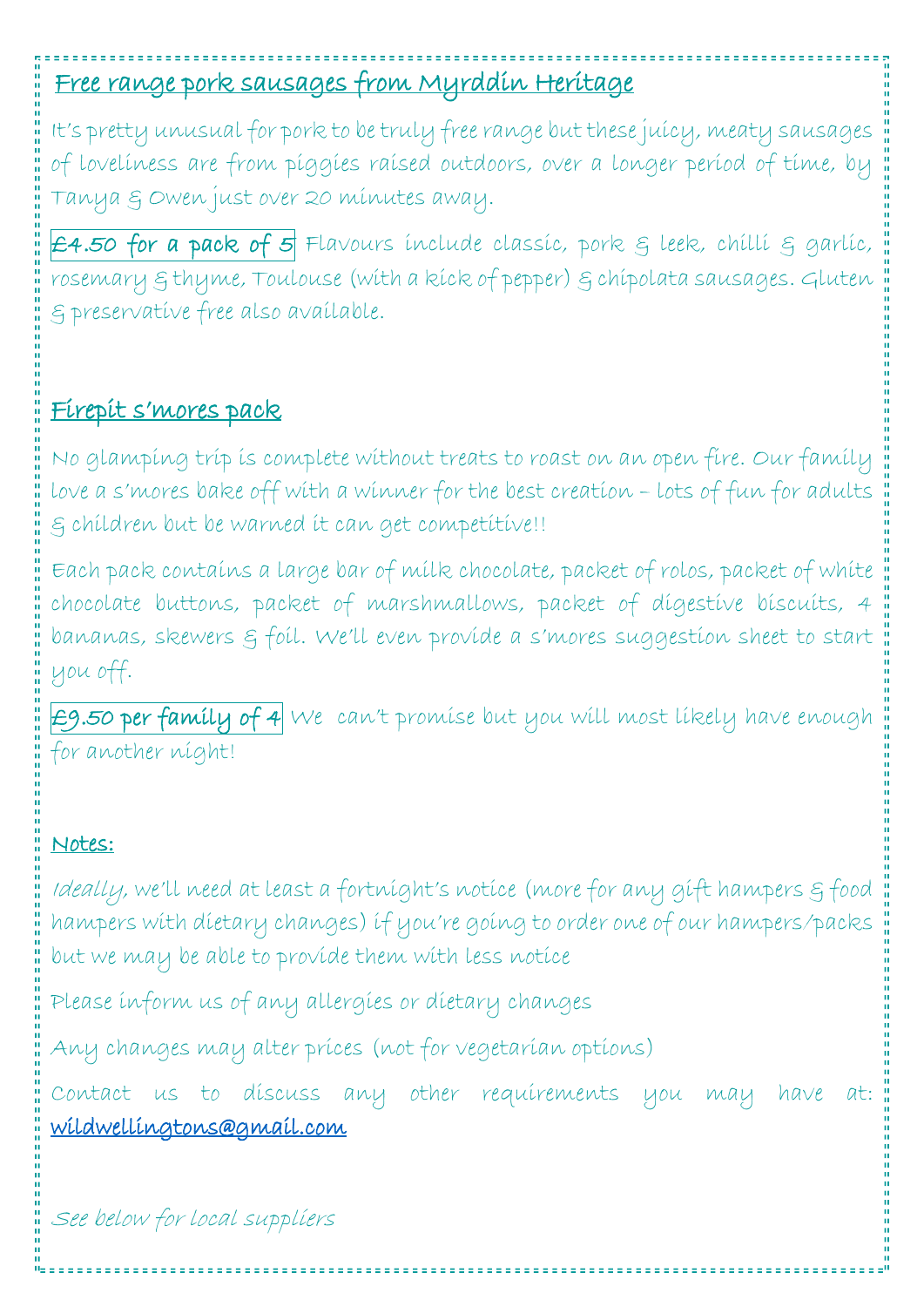## Free range pork sausages from Myrddin Heritage

It's pretty unusual for pork to be truly free range but these juicy, meaty sausages of loveliness are from piggies raised outdoors, over a longer period of time, by Tanya & Owen just over 20 minutes away.

**£4.50 for a pack of 5** Flavours include classic, pork & leek, chilli & garlic, rosemary & thyme, Toulouse (with a kick of pepper) & chipolata sausages. Gluten & preservative free also available.

## Firepit s'mores pack

No glamping trip is complete without treats to roast on an open fire. Our family love a s'mores bake off with a winner for the best creation – lots of fun for adults & children but be warned it can get competitive!!

Each pack contains a large bar of milk chocolate, packet of rolos, packet of white chocolate buttons, packet of marshmallows, packet of digestive biscuits, 4 bananas, skewers & foil. We'll even provide a s'mores suggestion sheet to start you off.

**£9.50 per family of 4** We can't promise but you will most likely have enough for another night!

## Notes:

*Ideally*, we'll need at least a fortnight's notice (more for any gift hampers & food hampers with dietary changes) if you're going to order one of our hampers/packs but we may be able to provide them with less notice

Please inform us of any allergies or dietary changes

Any changes may alter prices (not for vegetarian options)

Contact us to discuss any other requirements you may have at: wildwellingtons@gmail.com

*See below for local suppliers*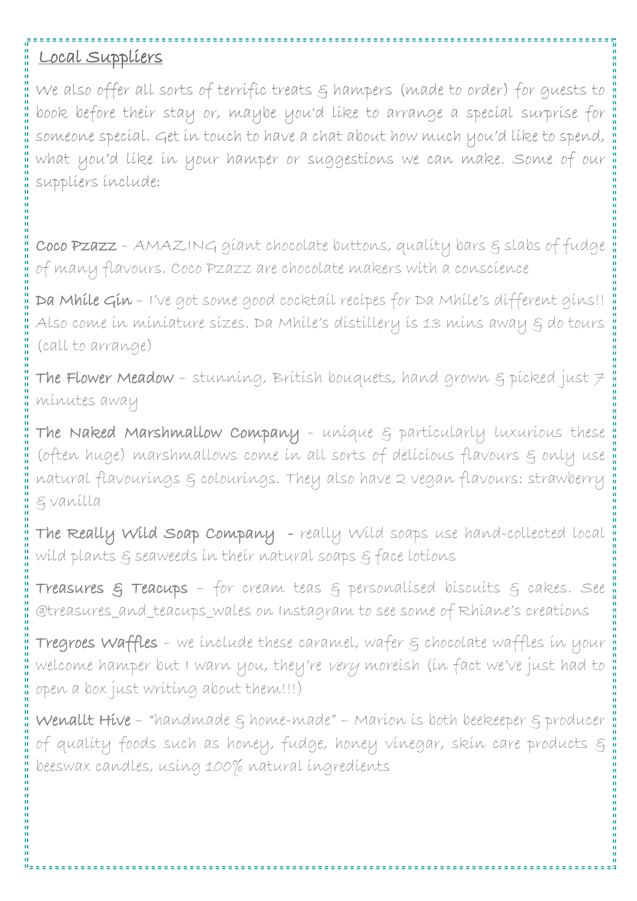## Local Suppliers

We also offer all sorts of terrific treats & hampers (made to order) for guests to book before their stay or, maybe you'd like to arrange a special surprise for someone special. Get in touch to have a chat about how much you'd like to spend, what you'd like in your hamper or suggestions we can make. Some of our suppliers include:

**Coco Pzazz** – AMAZING giant chocolate buttons, quality bars & slabs of fudge of many flavours. Coco Pzazz are chocolate makers with a conscience

**Da Mhile Gin** – I've got some good cocktail recipes for Da Mhile's different gins!! Also come in miniature sizes. Da Mhile's distillery is 13 mins away & do tours (call to arrange)

**The Flower Meadow** – stunning, British bouquets, hand grown & picked just 7 minutes away

**The Naked Marshmallow Company** - unique & particularly luxurious these (often huge) marshmallows come in all sorts of delicious flavours & only use natural flavourings & colourings. They also have 2 vegan flavours: strawberry & vanilla

**The Really Wild Soap Company** - really Wild soaps use hand-collected local wild plants & seaweeds in their natural soaps & face lotions

**Treasures & Teacups** – for cream teas & personalised biscuits & cakes. See @treasures_and_teacups_wales on Instagram to see some of Rhiane's creations

**Tregroes Waffles** – we include these caramel, wafer & chocolate waffles in your welcome hamper but I warn you, they're *very* moreish (in fact we've just had to open a box just writing about them!!!)

**Wenallt Hive** – "handmade & home-made" – Marion is both beekeeper & producer of quality foods such as honey, fudge, honey vinegar, skin care products & beeswax candles, using 100% natural ingredients